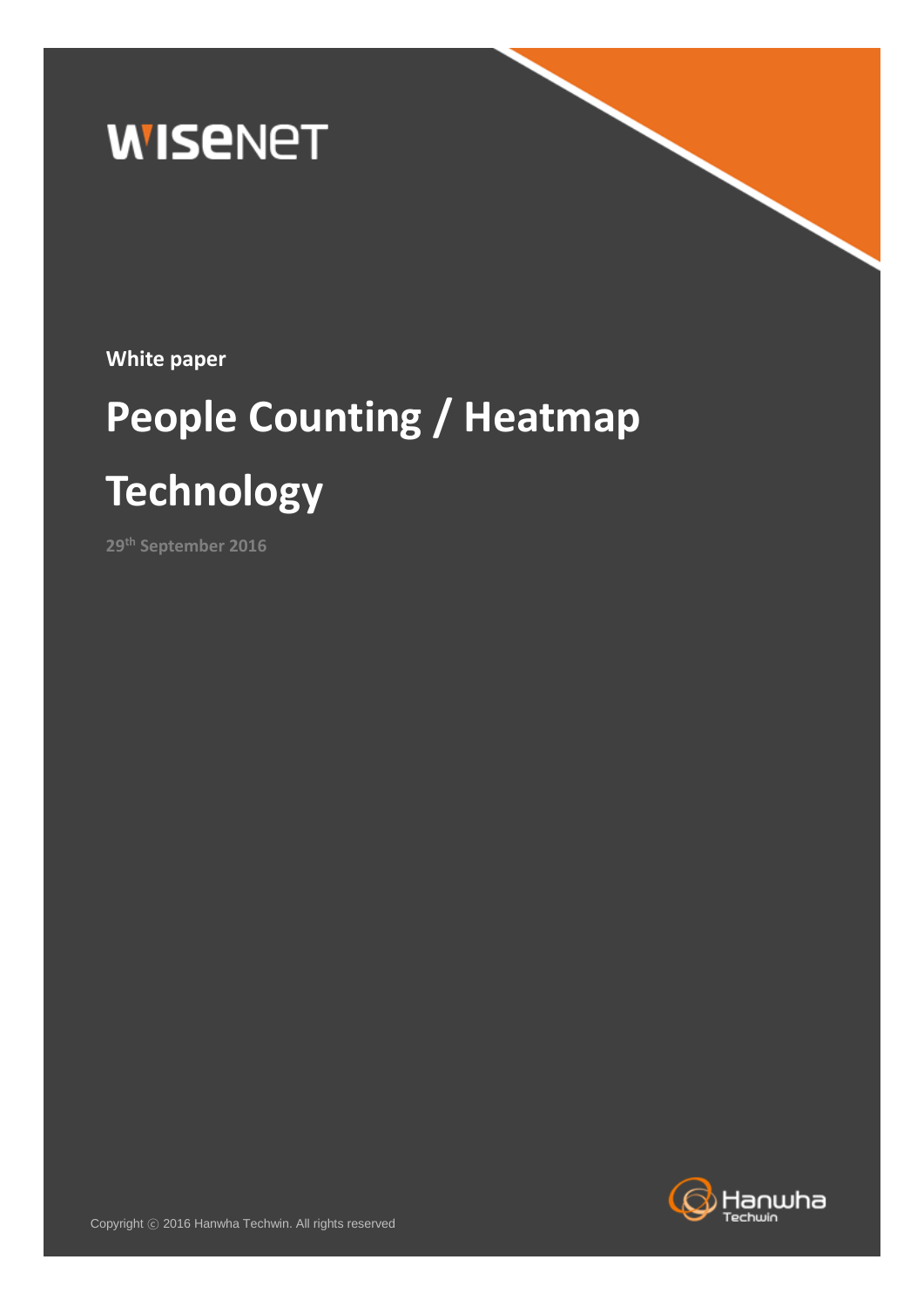WISENET

**White paper**

# People Counting / Heatmap Technology

29th September 2016

Copyright ⓒ 2016 Hanwha Techwin. All rights reserved

Hanwha Techwin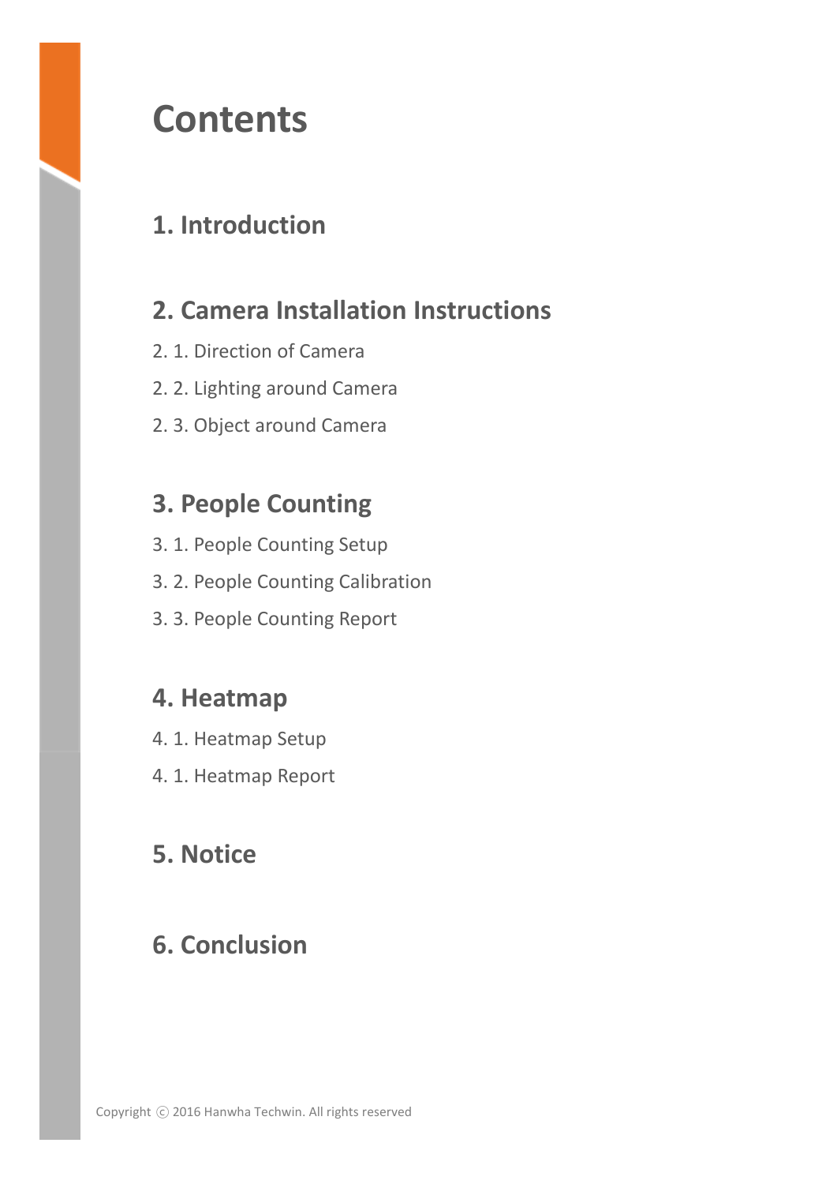# Contents

## 1. Introduction

## 2. Camera Installation Instructions

2. 1. Direction of Camera

2. 2. Lighting around Camera

2. 3. Object around Camera

## 3. People Counting

3. 1. People Counting Setup

3. 2. People Counting Calibration

3. 3. People Counting Report

## 4. Heatmap

4. 1. Heatmap Setup

4. 1. Heatmap Report

## 5. Notice

## 6. Conclusion

Copyright ⓒ 2016 Hanwha Techwin. All rights reserved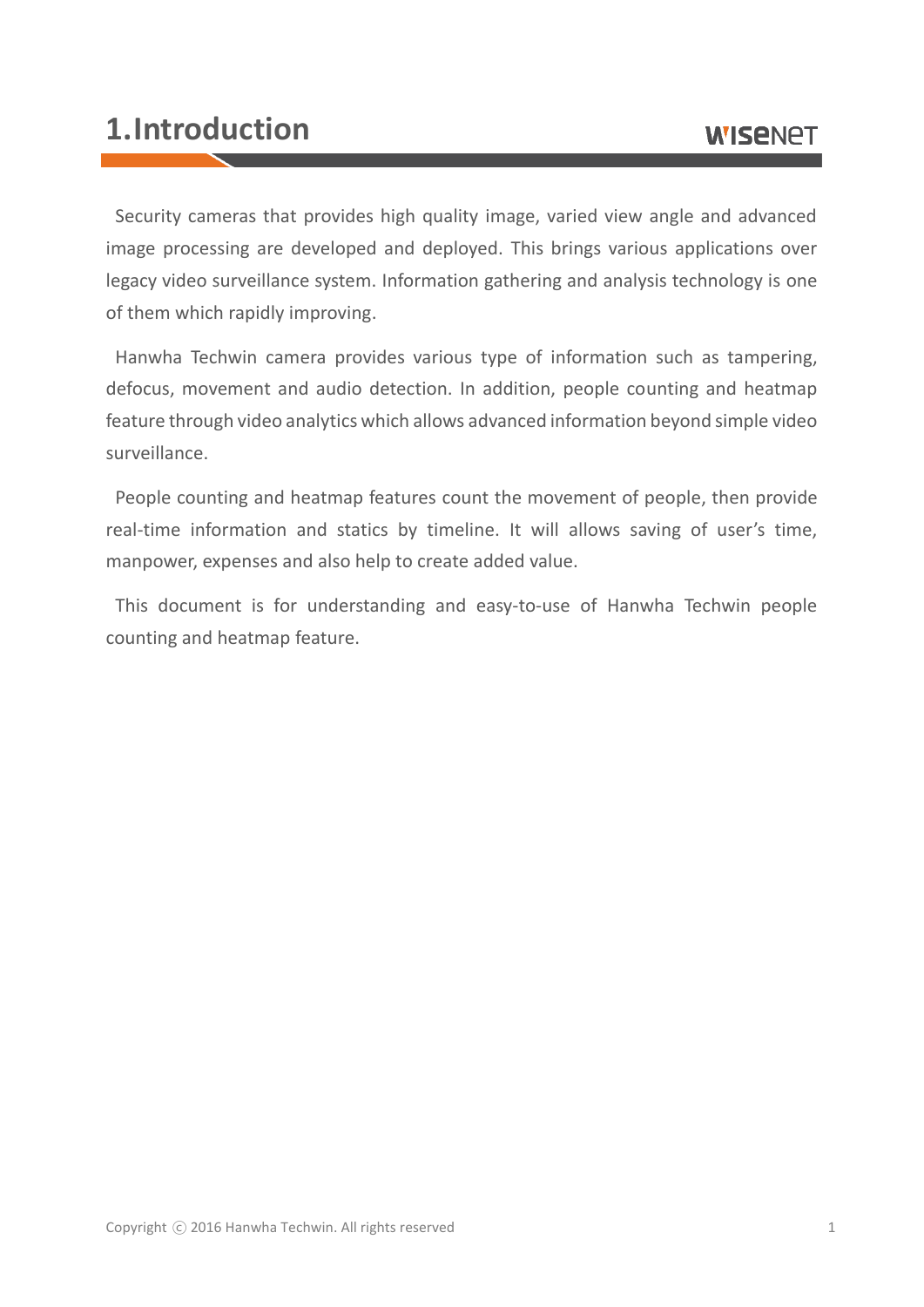# 1.Introduction

Security cameras that provides high quality image, varied view angle and advanced image processing are developed and deployed. This brings various applications over legacy video surveillance system. Information gathering and analysis technology is one of them which rapidly improving.

Hanwha Techwin camera provides various type of information such as tampering, defocus, movement and audio detection. In addition, people counting and heatmap feature through video analytics which allows advanced information beyond simple video surveillance.

People counting and heatmap features count the movement of people, then provide real-time information and statics by timeline. It will allows saving of user's time, manpower, expenses and also help to create added value.

This document is for understanding and easy-to-use of Hanwha Techwin people counting and heatmap feature.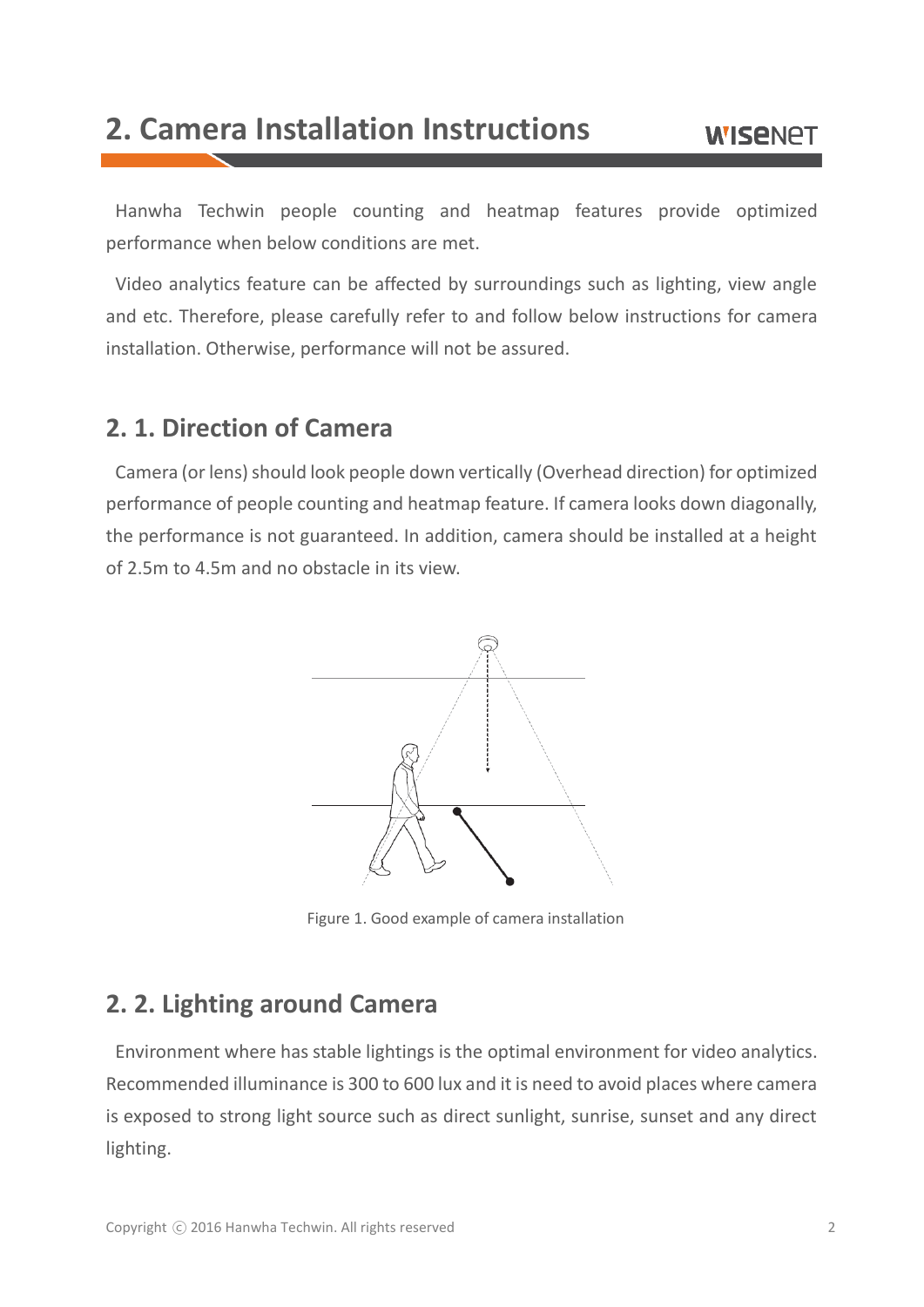# 2. Camera Installation Instructions

Hanwha Techwin people counting and heatmap features provide optimized performance when below conditions are met.

Video analytics feature can be affected by surroundings such as lighting, view angle and etc. Therefore, please carefully refer to and follow below instructions for camera installation. Otherwise, performance will not be assured.

## 2. 1. Direction of Camera

Camera (or lens) should look people down vertically (Overhead direction) for optimized performance of people counting and heatmap feature. If camera looks down diagonally, the performance is not guaranteed. In addition, camera should be installed at a height of 2.5m to 4.5m and no obstacle in its view.

Figure 1. Good example of camera installation

## 2. 2. Lighting around Camera

Environment where has stable lightings is the optimal environment for video analytics. Recommended illuminance is 300 to 600 lux and it is need to avoid places where camera is exposed to strong light source such as direct sunlight, sunrise, sunset and any direct lighting.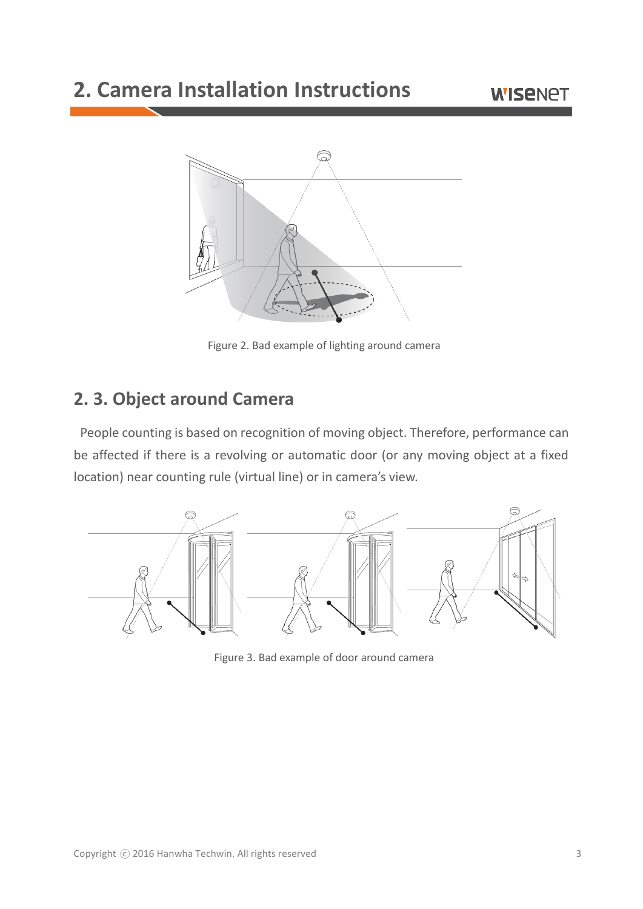Figure 2. Bad example of lighting around camera

## 2. 3. Object around Camera

People counting is based on recognition of moving object. Therefore, performance can be affected if there is a revolving or automatic door (or any moving object at a fixed location) near counting rule (virtual line) or in camera's view.

Figure 3. Bad example of door around camera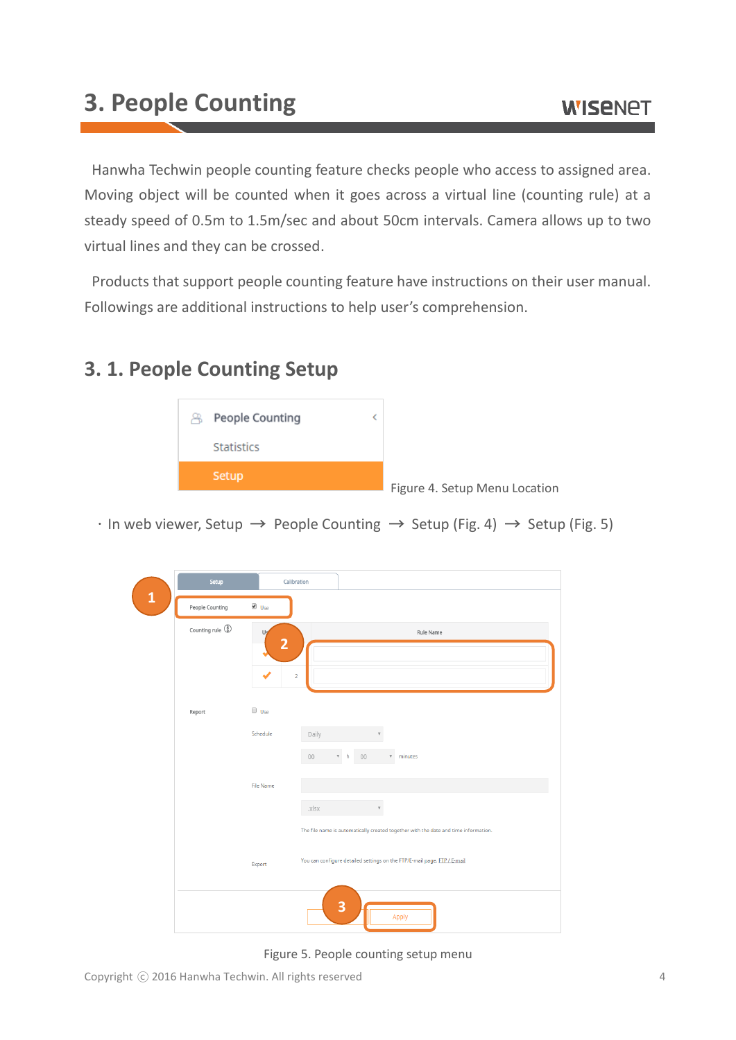# 3. People Counting

Hanwha Techwin people counting feature checks people who access to assigned area. Moving object will be counted when it goes across a virtual line (counting rule) at a steady speed of 0.5m to 1.5m/sec and about 50cm intervals. Camera allows up to two virtual lines and they can be crossed.

Products that support people counting feature have instructions on their user manual. Followings are additional instructions to help user's comprehension.

## 3. 1. People Counting Setup

Figure 4. Setup Menu Location

· In web viewer, Setup → People Counting → Setup (Fig. 4) → Setup (Fig. 5)

Figure 5. People counting setup menu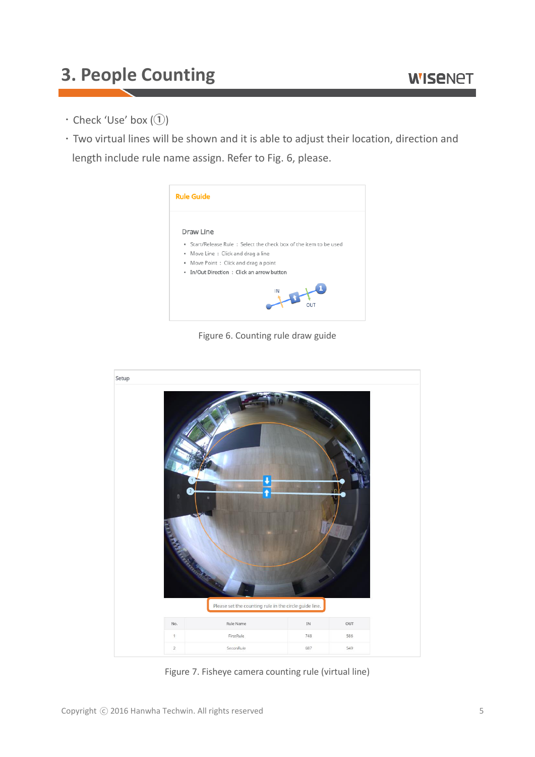# 3. People Counting

- Check 'Use' box (①)
- Two virtual lines will be shown and it is able to adjust their location, direction and length include rule name assign. Refer to Fig. 6, please.

**Rule Guide**

Draw Line

- Start/Release Rule : Select the check box of the item to be used
- Move Line : Click and drag a line
- Move Point : Click and drag a point
- In/Out Direction : Click an arrow button

Figure 6. Counting rule draw guide

Setup

Please set the counting rule in the circle guide line.

| No. | Rule Name | IN | OUT |
|---|---|---|---|
| 1 | FirstRule | 748 | 586 |
| 2 | SeconRule | 687 | 549 |

Figure 7. Fisheye camera counting rule (virtual line)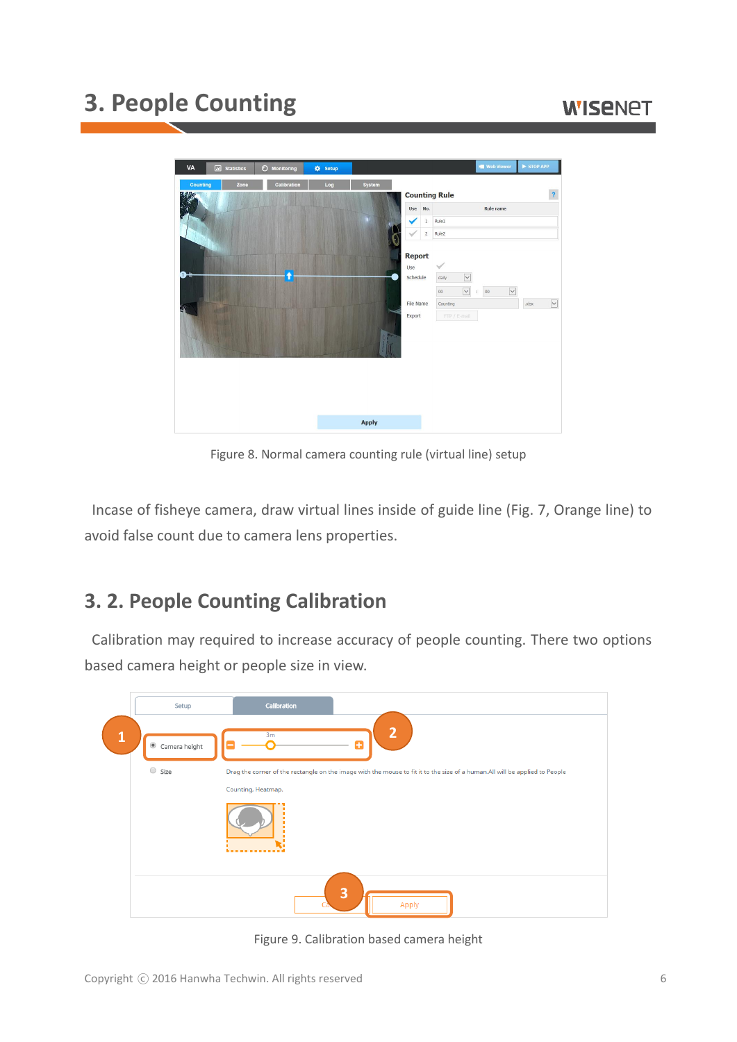Figure 8. Normal camera counting rule (virtual line) setup

Incase of fisheye camera, draw virtual lines inside of guide line (Fig. 7, Orange line) to avoid false count due to camera lens properties.

## 3. 2. People Counting Calibration

Calibration may required to increase accuracy of people counting. There two options based camera height or people size in view.

Figure 9. Calibration based camera height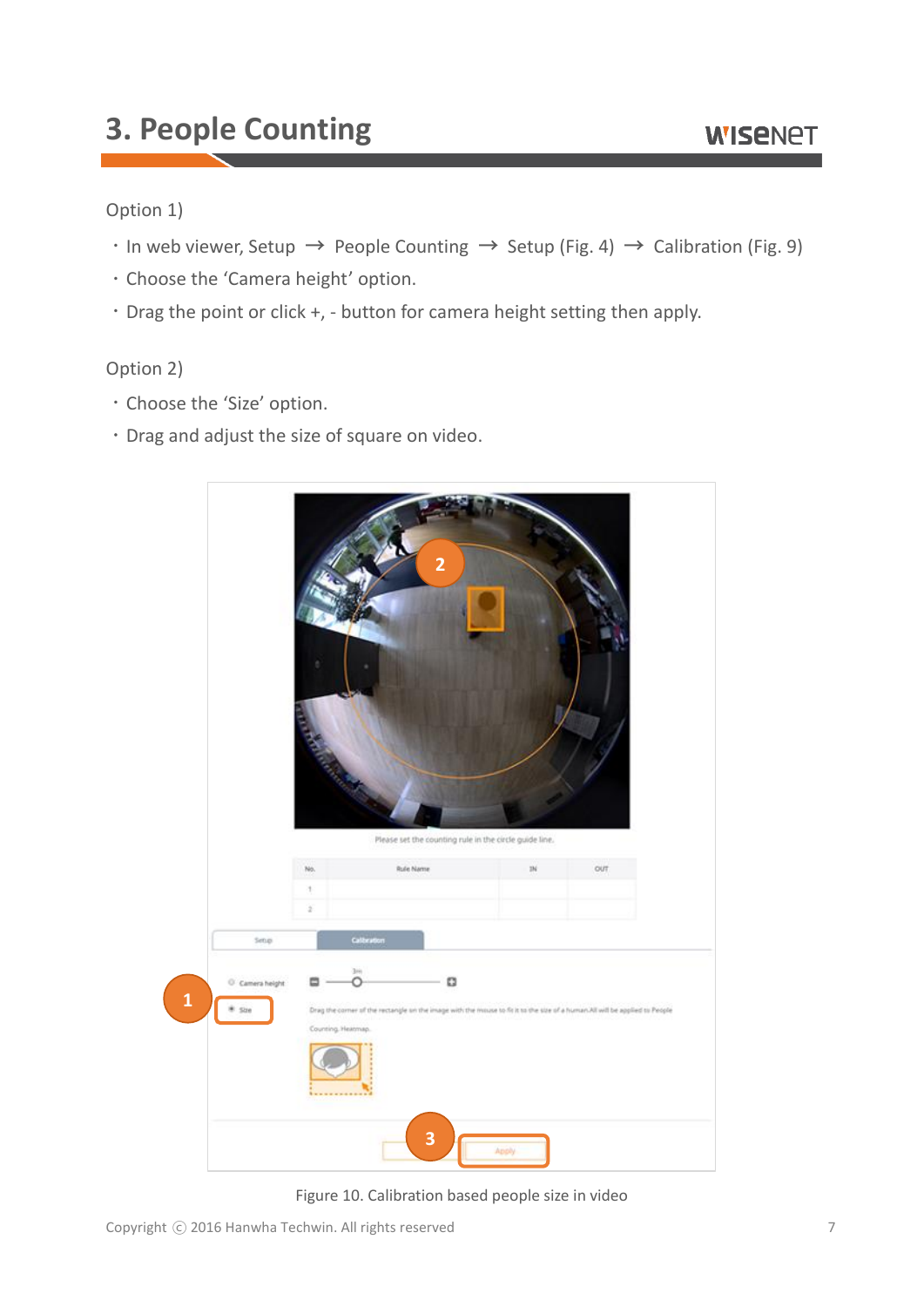# 3. People Counting

Option 1)

- In web viewer, Setup → People Counting → Setup (Fig. 4) → Calibration (Fig. 9)
- Choose the ‘Camera height’ option.
- Drag the point or click +, - button for camera height setting then apply.

Option 2)

- Choose the ‘Size’ option.
- Drag and adjust the size of square on video.

Figure 10. Calibration based people size in video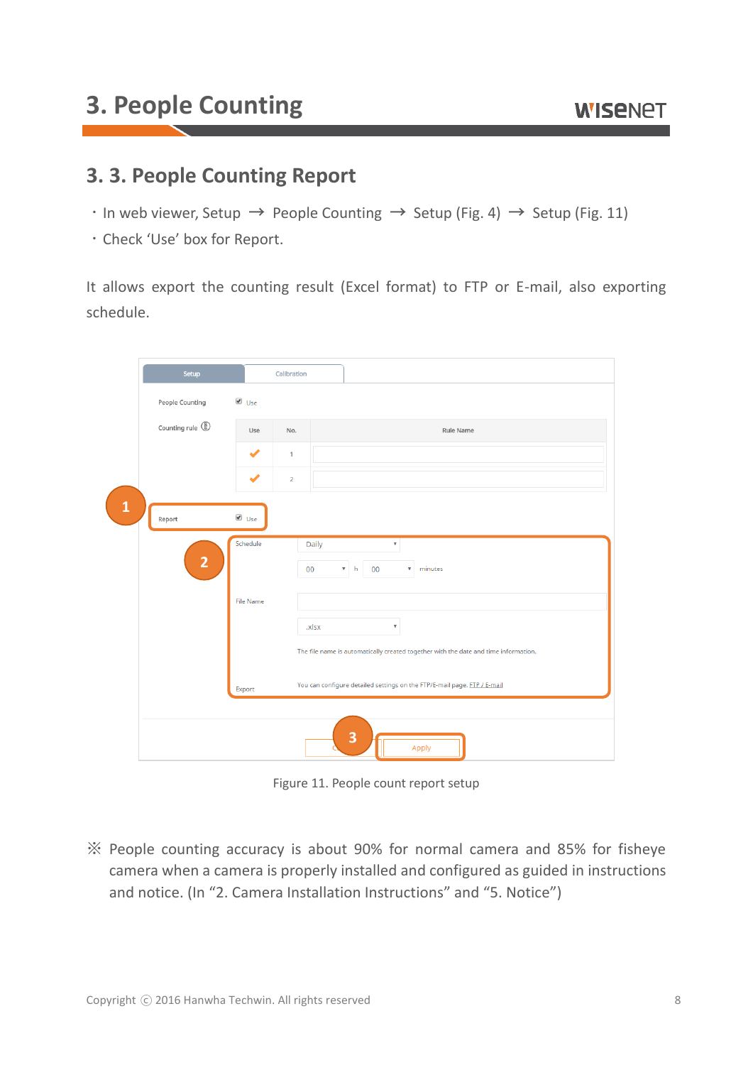## 3. 3. People Counting Report

- In web viewer, Setup → People Counting → Setup (Fig. 4) → Setup (Fig. 11)
- Check 'Use' box for Report.

It allows export the counting result (Excel format) to FTP or E-mail, also exporting schedule.

Figure 11. People count report setup

※ People counting accuracy is about 90% for normal camera and 85% for fisheye camera when a camera is properly installed and configured as guided in instructions and notice. (In "2. Camera Installation Instructions" and "5. Notice")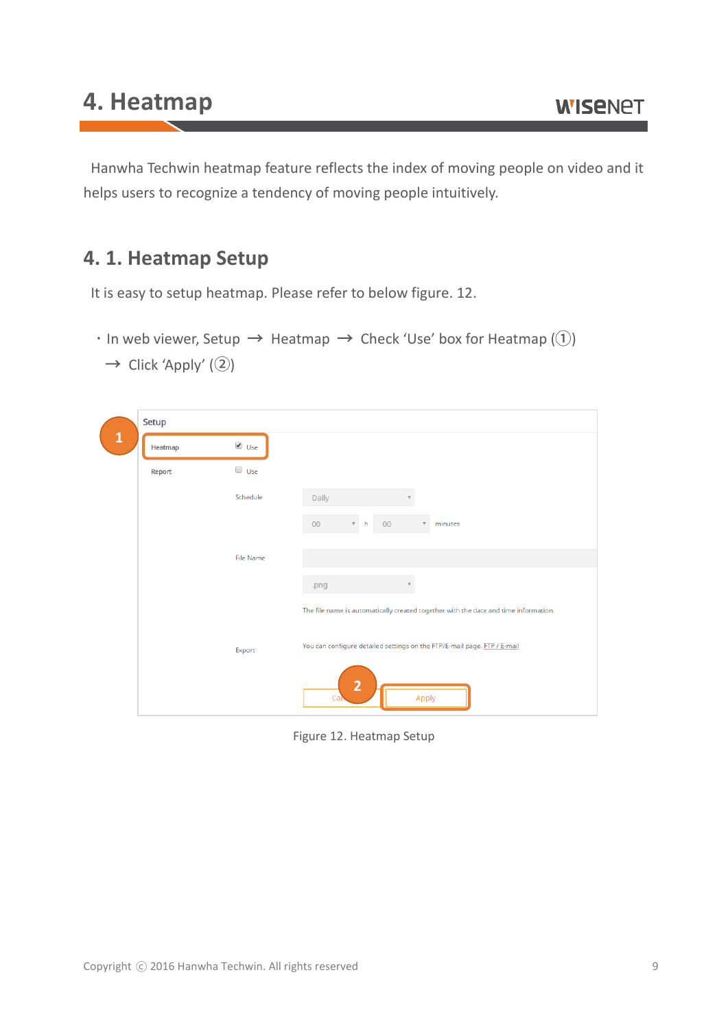# 4. Heatmap

Hanwha Techwin heatmap feature reflects the index of moving people on video and it helps users to recognize a tendency of moving people intuitively.

## 4. 1. Heatmap Setup

It is easy to setup heatmap. Please refer to below figure. 12.

- In web viewer, Setup → Heatmap → Check 'Use' box for Heatmap (①) → Click 'Apply' (②)

Figure 12. Heatmap Setup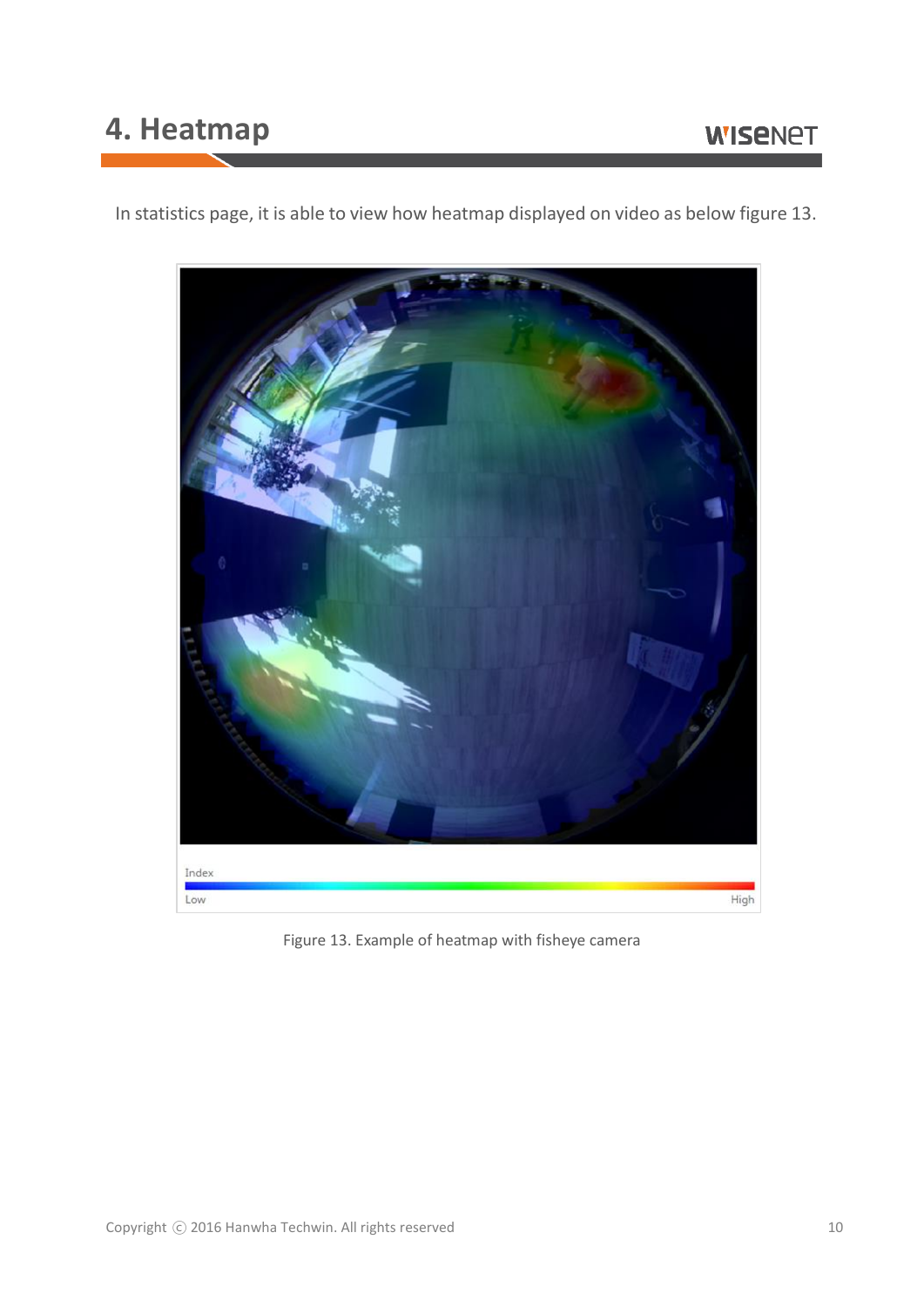# 4. Heatmap

In statistics page, it is able to view how heatmap displayed on video as below figure 13.

Figure 13. Example of heatmap with fisheye camera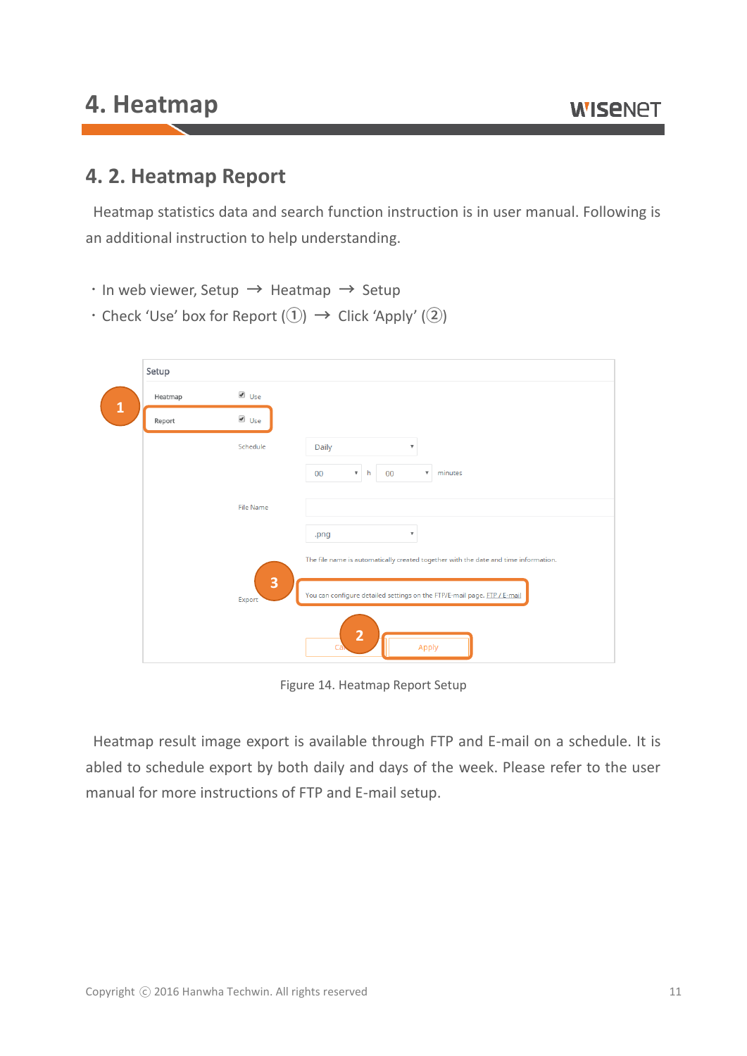## 4. 2. Heatmap Report

Heatmap statistics data and search function instruction is in user manual. Following is an additional instruction to help understanding.

- In web viewer, Setup → Heatmap → Setup
- Check 'Use' box for Report (①) → Click 'Apply' (②)

Figure 14. Heatmap Report Setup

Heatmap result image export is available through FTP and E-mail on a schedule. It is abled to schedule export by both daily and days of the week. Please refer to the user manual for more instructions of FTP and E-mail setup.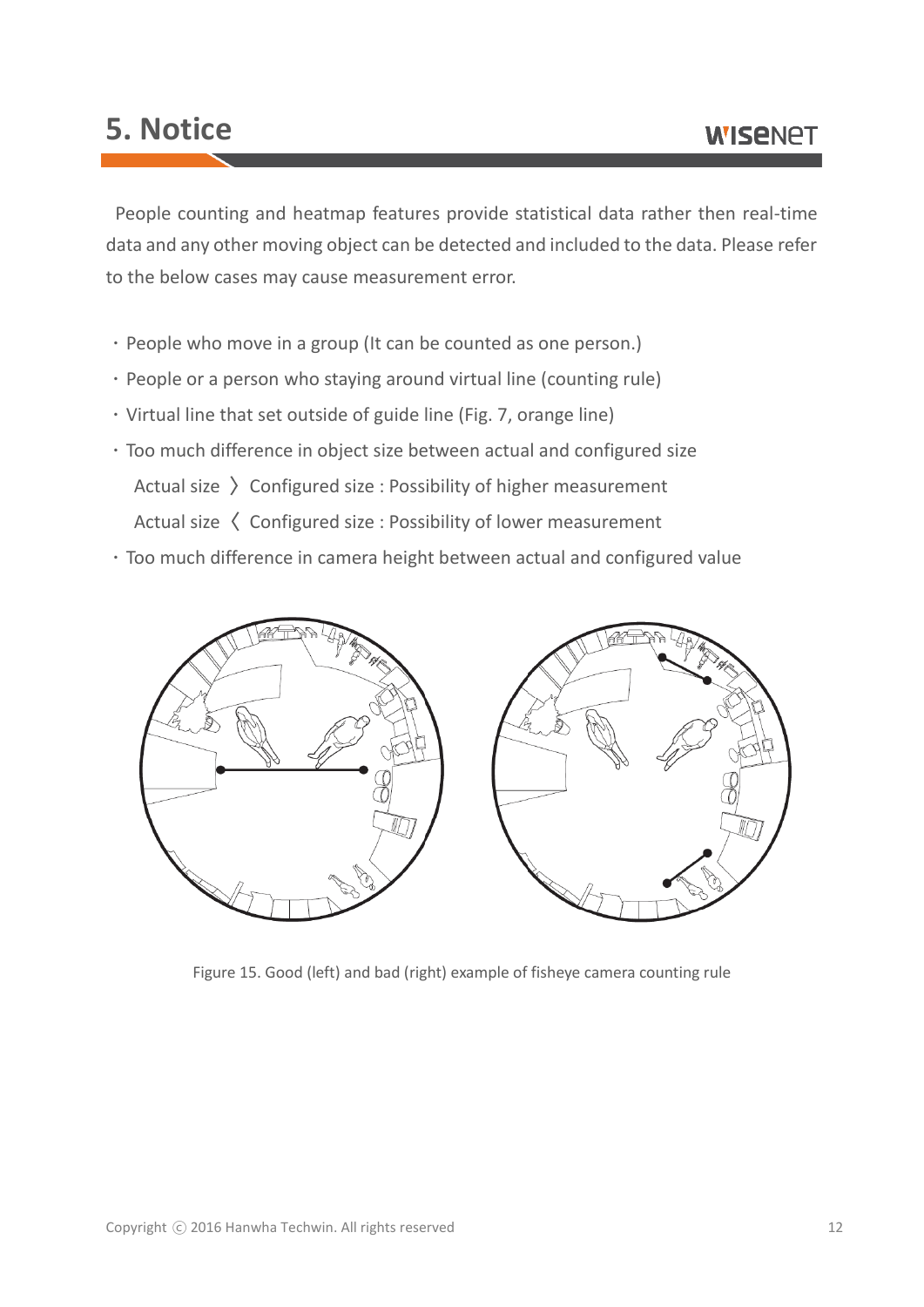# 5. Notice

People counting and heatmap features provide statistical data rather then real-time data and any other moving object can be detected and included to the data. Please refer to the below cases may cause measurement error.

- People who move in a group (It can be counted as one person.)
- People or a person who staying around virtual line (counting rule)
- Virtual line that set outside of guide line (Fig. 7, orange line)
- Too much difference in object size between actual and configured size
  - Actual size 〉 Configured size : Possibility of higher measurement
  - Actual size 〈 Configured size : Possibility of lower measurement
- Too much difference in camera height between actual and configured value

Figure 15. Good (left) and bad (right) example of fisheye camera counting rule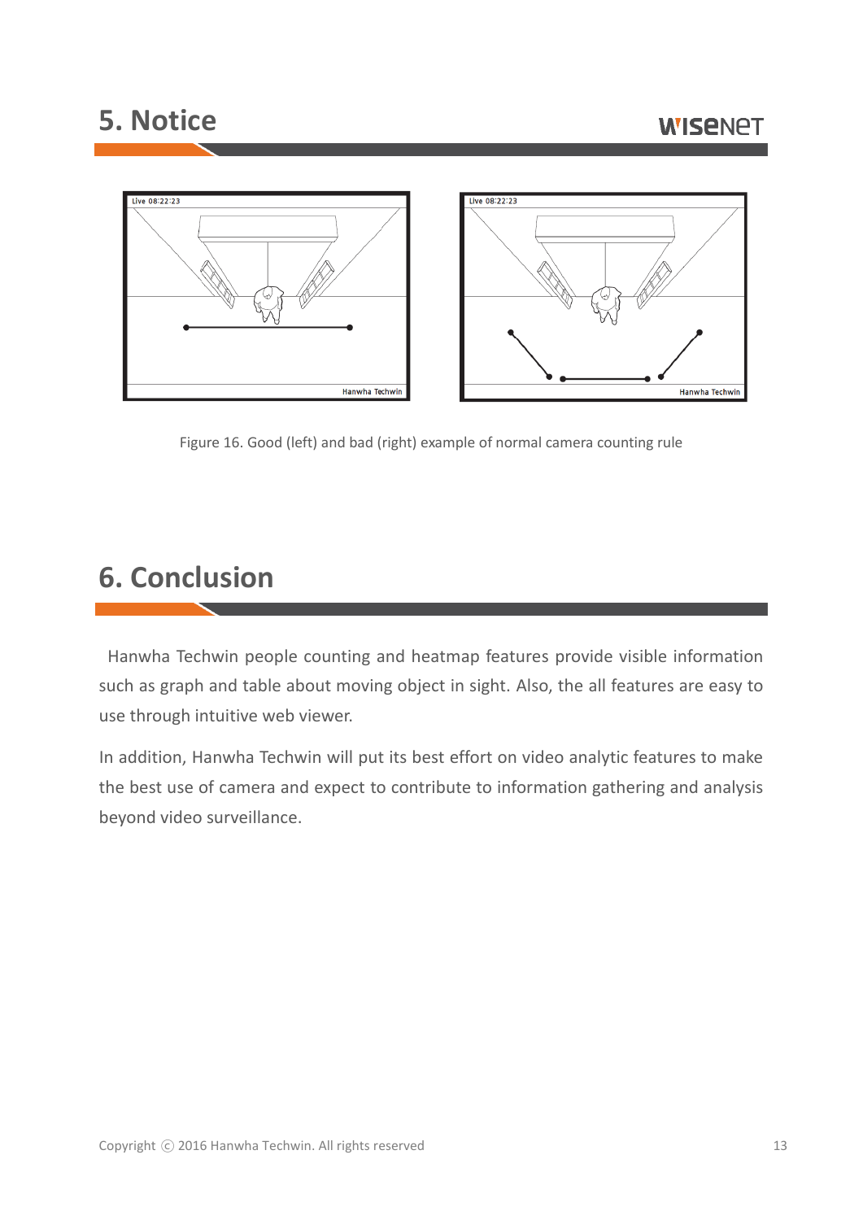# 5. Notice

Figure 16. Good (left) and bad (right) example of normal camera counting rule

# 6. Conclusion

Hanwha Techwin people counting and heatmap features provide visible information such as graph and table about moving object in sight. Also, the all features are easy to use through intuitive web viewer.

In addition, Hanwha Techwin will put its best effort on video analytic features to make the best use of camera and expect to contribute to information gathering and analysis beyond video surveillance.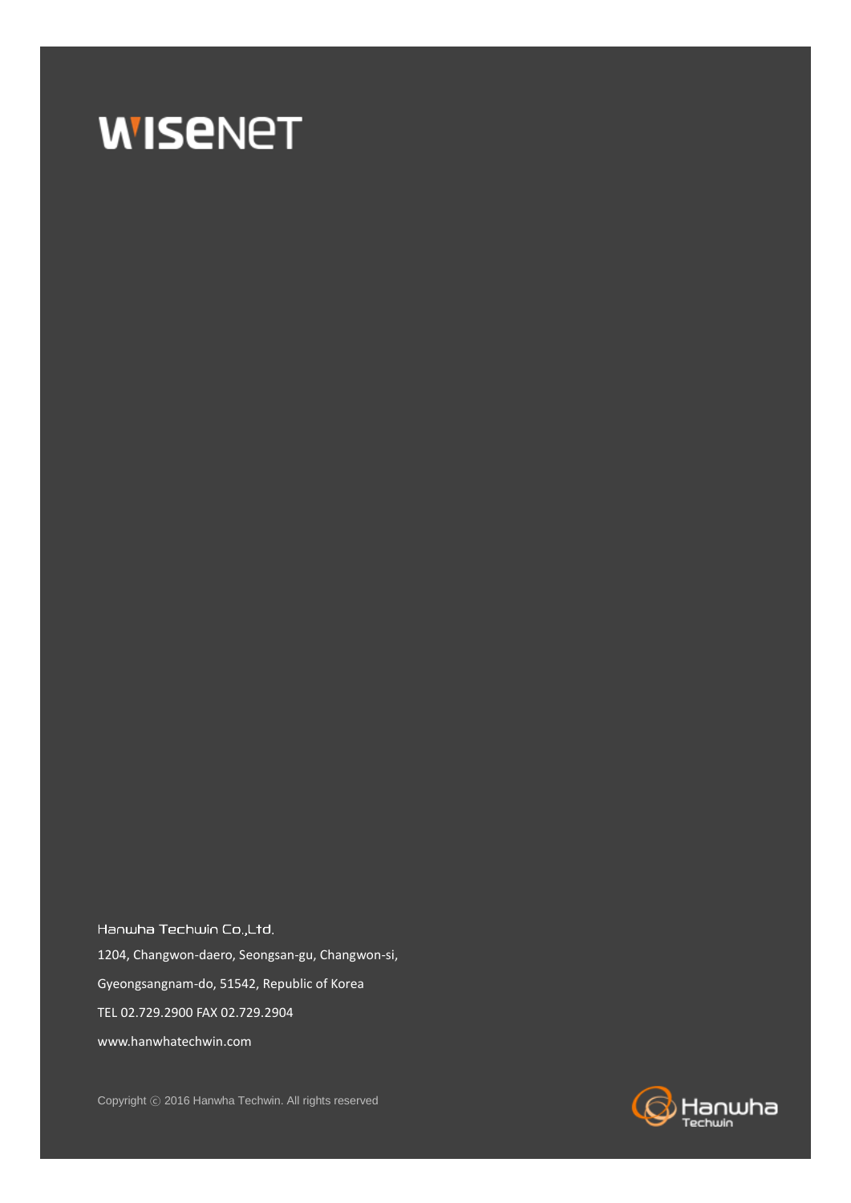WISENET

Hanwha Techwin Co.,Ltd.

1204, Changwon-daero, Seongsan-gu, Changwon-si,

Gyeongsangnam-do, 51542, Republic of Korea

TEL 02.729.2900 FAX 02.729.2904

www.hanwhatechwin.com

Copyright ⓒ 2016 Hanwha Techwin. All rights reserved

Hanwha Techwin